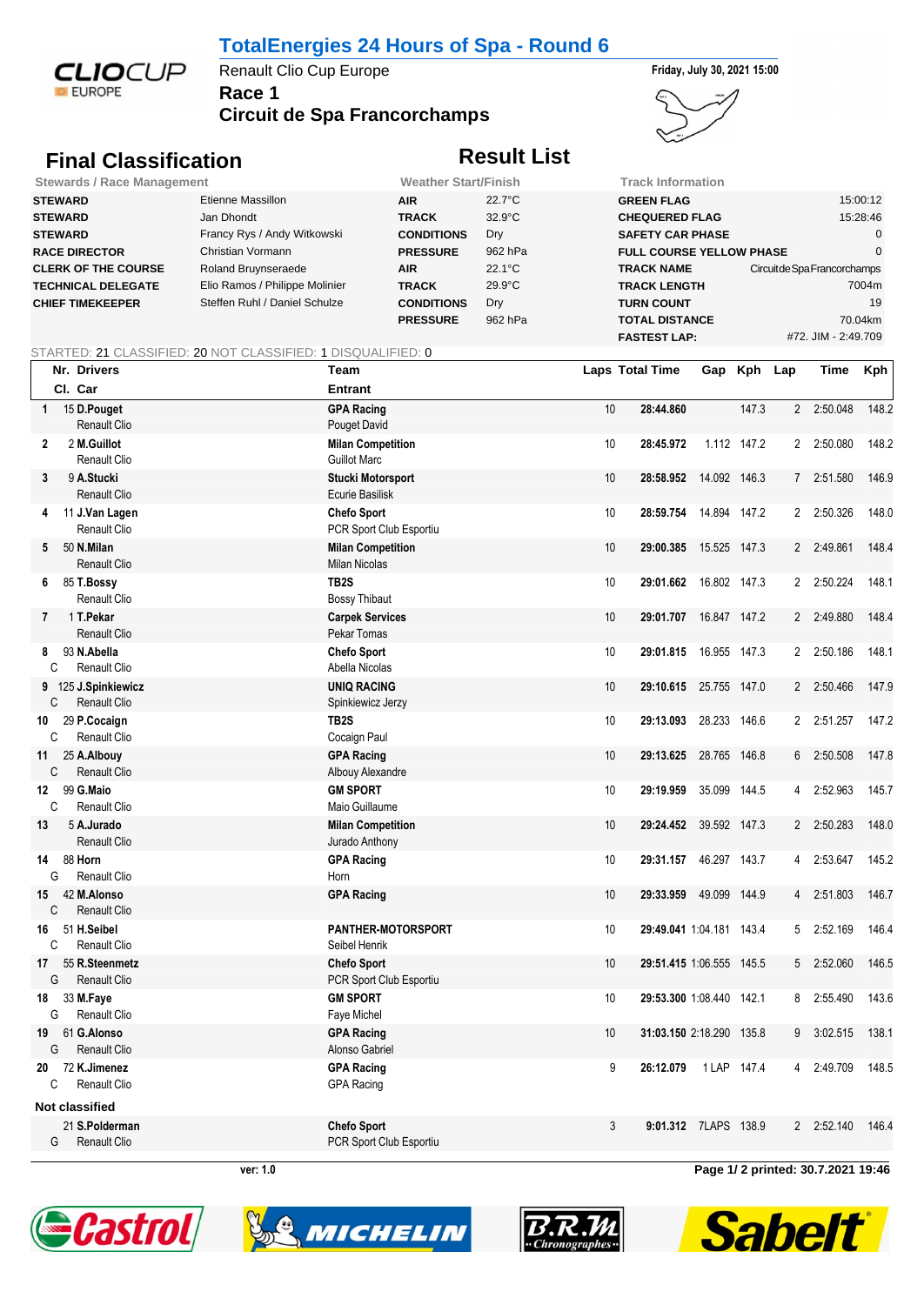# TotalEnergies 24 Hours of Spa - Round 6

Renault Clio Cup Europe

**Race 1**

**Circuit de Spa Francorchamps**

Friday, July 30, 2021 15:00

## Final Classification

## Result List

| Stewards / Race Management | | Weather Start/Finish | | Track Information | |
|---|---|---|---|---|---|
| STEWARD | Etienne Massillon | AIR | 22.7°C | GREEN FLAG | 15:00:12 |
| STEWARD | Jan Dhondt | TRACK | 32.9°C | CHEQUERED FLAG | 15:28:46 |
| STEWARD | Francy Rys / Andy Witkowski | CONDITIONS | Dry | SAFETY CAR PHASE | 0 |
| RACE DIRECTOR | Christian Vormann | PRESSURE | 962 hPa | FULL COURSE YELLOW PHASE | 0 |
| CLERK OF THE COURSE | Roland Bruynseraede | AIR | 22.1°C | TRACK NAME | CircuitdeSpaFrancorchamps |
| TECHNICAL DELEGATE | Elio Ramos / Philippe Molinier | TRACK | 29.9°C | TRACK LENGTH | 7004m |
| CHIEF TIMEKEEPER | Steffen Ruhl / Daniel Schulze | CONDITIONS | Dry | TURN COUNT | 19 |
| | | PRESSURE | 962 hPa | TOTAL DISTANCE | 70.04km |
| | | | | FASTEST LAP: | #72. JIM - 2:49.709 |

STARTED: 21 CLASSIFIED: 20 NOT CLASSIFIED: 1 DISQUALIFIED: 0

| Pos | Cl. | Nr. | Drivers / Car | Team / Entrant | Laps | Total Time | Gap | Kph | Lap | Time | Kph |
|---|---|---|---|---|---|---|---|---|---|---|---|
| 1 | | 15 | **D.Pouget** Renault Clio | **GPA Racing** Pouget David | 10 | **28:44.860** | | 147.3 | 2 | 2:50.048 | 148.2 |
| 2 | | 2 | **M.Guillot** Renault Clio | **Milan Competition** Guillot Marc | 10 | **28:45.972** | 1.112 | 147.2 | 2 | 2:50.080 | 148.2 |
| 3 | | 9 | **A.Stucki** Renault Clio | **Stucki Motorsport** Ecurie Basilisk | 10 | **28:58.952** | 14.092 | 146.3 | 7 | 2:51.580 | 146.9 |
| 4 | | 11 | **J.Van Lagen** Renault Clio | **Chefo Sport** PCR Sport Club Esportiu | 10 | **28:59.754** | 14.894 | 147.2 | 2 | 2:50.326 | 148.0 |
| 5 | | 50 | **N.Milan** Renault Clio | **Milan Competition** Milan Nicolas | 10 | **29:00.385** | 15.525 | 147.3 | 2 | 2:49.861 | 148.4 |
| 6 | | 85 | **T.Bossy** Renault Clio | **TB2S** Bossy Thibaut | 10 | **29:01.662** | 16.802 | 147.3 | 2 | 2:50.224 | 148.1 |
| 7 | | 1 | **T.Pekar** Renault Clio | **Carpek Services** Pekar Tomas | 10 | **29:01.707** | 16.847 | 147.2 | 2 | 2:49.880 | 148.4 |
| 8 | C | 93 | **N.Abella** Renault Clio | **Chefo Sport** Abella Nicolas | 10 | **29:01.815** | 16.955 | 147.3 | 2 | 2:50.186 | 148.1 |
| 9 | C | 125 | **J.Spinkiewicz** Renault Clio | **UNIQ RACING** Spinkiewicz Jerzy | 10 | **29:10.615** | 25.755 | 147.0 | 2 | 2:50.466 | 147.9 |
| 10 | C | 29 | **P.Cocaign** Renault Clio | **TB2S** Cocaign Paul | 10 | **29:13.093** | 28.233 | 146.6 | 2 | 2:51.257 | 147.2 |
| 11 | C | 25 | **A.Albouy** Renault Clio | **GPA Racing** Albouy Alexandre | 10 | **29:13.625** | 28.765 | 146.8 | 6 | 2:50.508 | 147.8 |
| 12 | C | 99 | **G.Maio** Renault Clio | **GM SPORT** Maio Guillaume | 10 | **29:19.959** | 35.099 | 144.5 | 4 | 2:52.963 | 145.7 |
| 13 | | 5 | **A.Jurado** Renault Clio | **Milan Competition** Jurado Anthony | 10 | **29:24.452** | 39.592 | 147.3 | 2 | 2:50.283 | 148.0 |
| 14 | G | 88 | **Horn** Renault Clio | **GPA Racing** Horn | 10 | **29:31.157** | 46.297 | 143.7 | 4 | 2:53.647 | 145.2 |
| 15 | C | 42 | **M.Alonso** Renault Clio | **GPA Racing** | 10 | **29:33.959** | 49.099 | 144.9 | 4 | 2:51.803 | 146.7 |
| 16 | C | 51 | **H.Seibel** Renault Clio | **PANTHER-MOTORSPORT** Seibel Henrik | 10 | **29:49.041** | 1:04.181 | 143.4 | 5 | 2:52.169 | 146.4 |
| 17 | G | 55 | **R.Steenmetz** Renault Clio | **Chefo Sport** PCR Sport Club Esportiu | 10 | **29:51.415** | 1:06.555 | 145.5 | 5 | 2:52.060 | 146.5 |
| 18 | G | 33 | **M.Faye** Renault Clio | **GM SPORT** Faye Michel | 10 | **29:53.300** | 1:08.440 | 142.1 | 8 | 2:55.490 | 143.6 |
| 19 | G | 61 | **G.Alonso** Renault Clio | **GPA Racing** Alonso Gabriel | 10 | **31:03.150** | 2:18.290 | 135.8 | 9 | 3:02.515 | 138.1 |
| 20 | C | 72 | **K.Jimenez** Renault Clio | **GPA Racing** GPA Racing | 9 | **26:12.079** | 1 LAP | 147.4 | 4 | 2:49.709 | 148.5 |
| **Not classified** | | | | | | | | | | | |
| | G | 21 | **S.Polderman** Renault Clio | **Chefo Sport** PCR Sport Club Esportiu | 3 | **9:01.312** | 7LAPS | 138.9 | 2 | 2:52.140 | 146.4 |

ver: 1.0

printed: 30.7.2021 19:46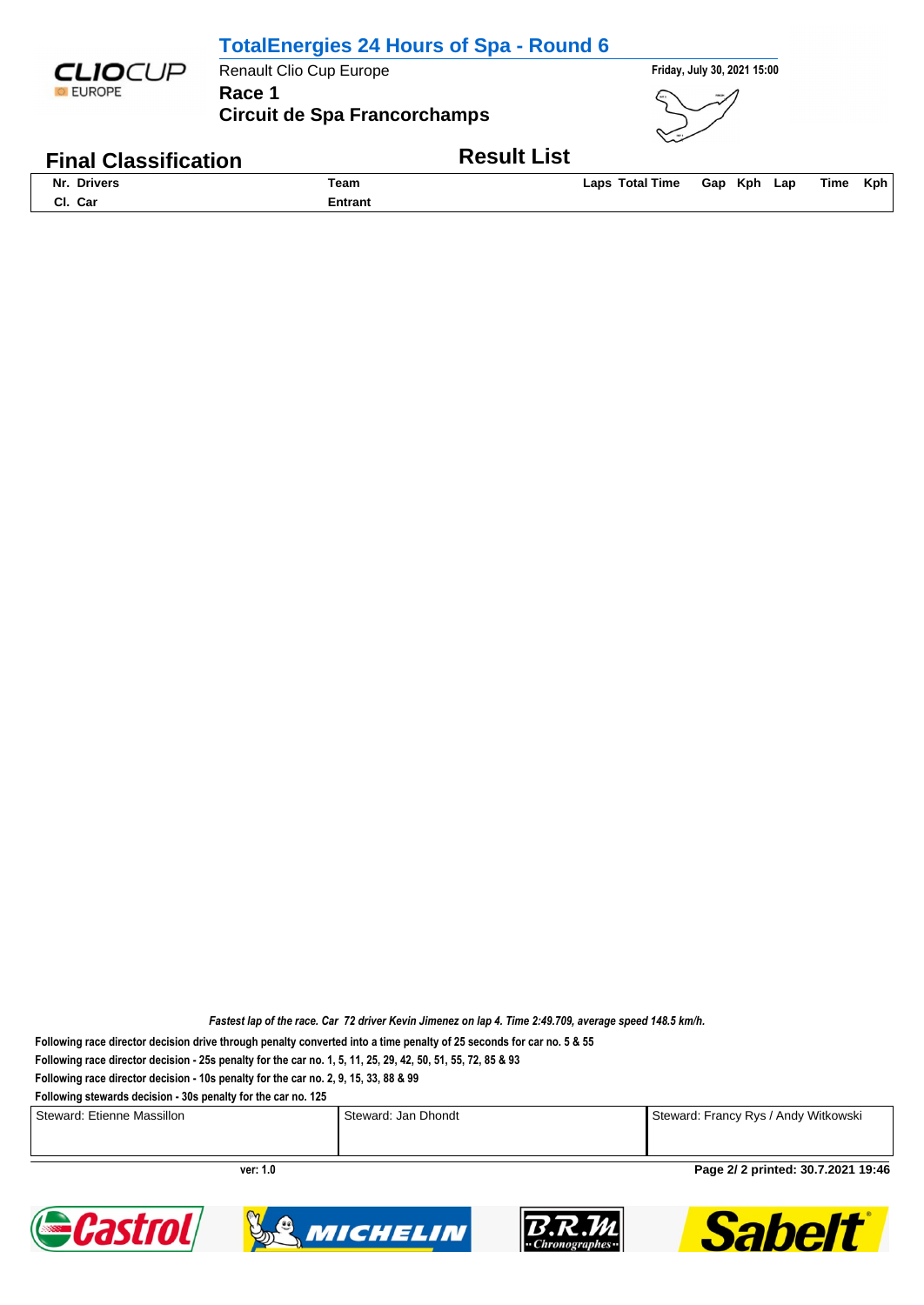# TotalEnergies 24 Hours of Spa - Round 6

Renault Clio Cup Europe

Friday, July 30, 2021 15:00

**Race 1**

**Circuit de Spa Francorchamps**

## Final Classification

## Result List

| Nr. Drivers | Team | Laps | Total Time | Gap | Kph | Lap | Time | Kph |
|---|---|---|---|---|---|---|---|---|
| Cl. Car | Entrant | | | | | | | |

***Fastest lap of the race. Car 72 driver Kevin Jimenez on lap 4. Time 2:49.709, average speed 148.5 km/h.***

**Following race director decision drive through penalty converted into a time penalty of 25 seconds for car no. 5 & 55**

**Following race director decision - 25s penalty for the car no. 1, 5, 11, 25, 29, 42, 50, 51, 55, 72, 85 & 93**

**Following race director decision - 10s penalty for the car no. 2, 9, 15, 33, 88 & 99**

**Following stewards decision - 30s penalty for the car no. 125**

| | | |
|---|---|---|
| Steward: Etienne Massillon | Steward: Jan Dhondt | Steward: Francy Rys / Andy Witkowski |

ver: 1.0

printed: 30.7.2021 19:46